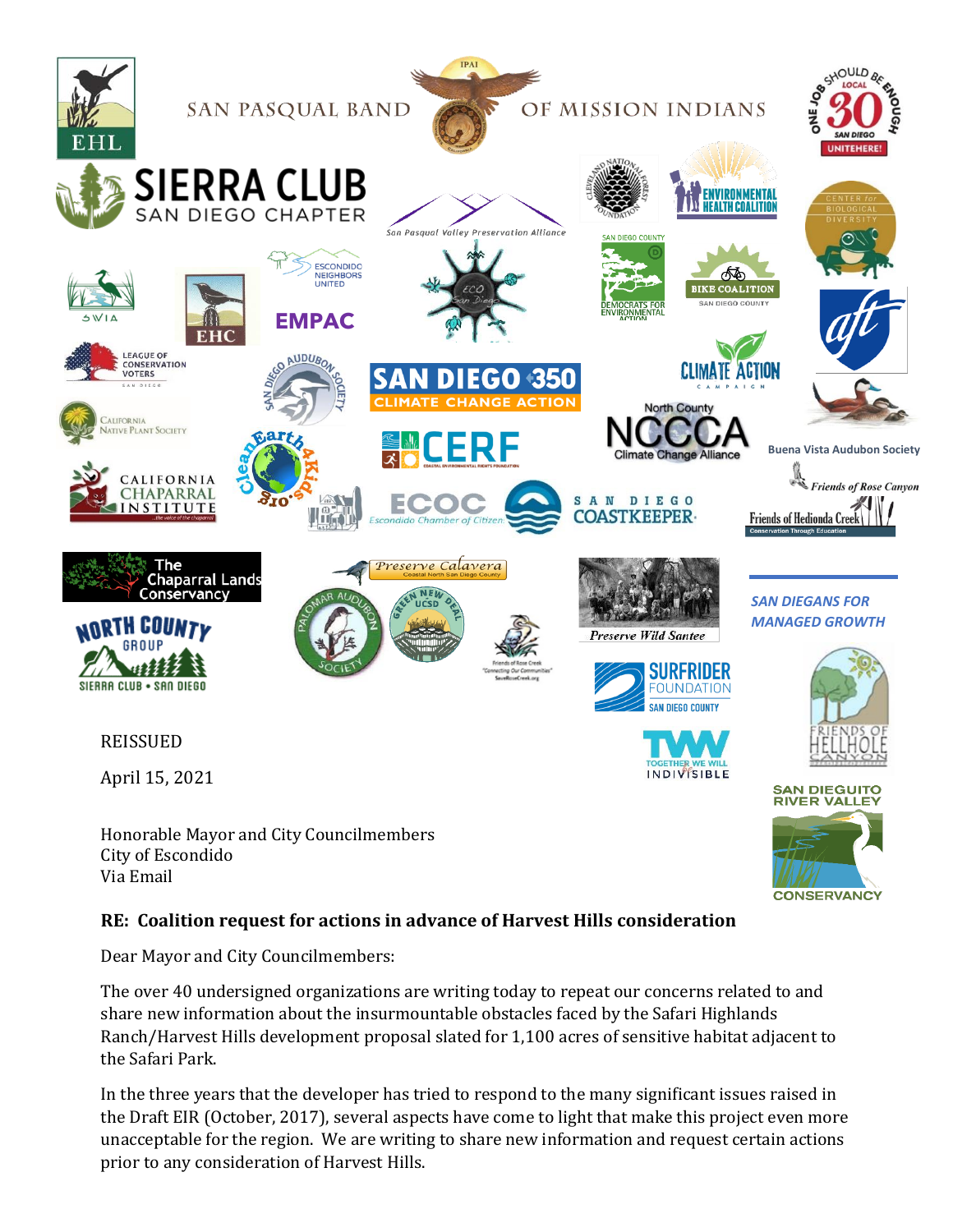SAN PASQUAL BAND OF MISSION INDIANS

REISSUED

April 15, 2021

Honorable Mayor and City Councilmembers
City of Escondido
Via Email

**RE: Coalition request for actions in advance of Harvest Hills consideration**

Dear Mayor and City Councilmembers:

The over 40 undersigned organizations are writing today to repeat our concerns related to and share new information about the insurmountable obstacles faced by the Safari Highlands Ranch/Harvest Hills development proposal slated for 1,100 acres of sensitive habitat adjacent to the Safari Park.

In the three years that the developer has tried to respond to the many significant issues raised in the Draft EIR (October, 2017), several aspects have come to light that make this project even more unacceptable for the region. We are writing to share new information and request certain actions prior to any consideration of Harvest Hills.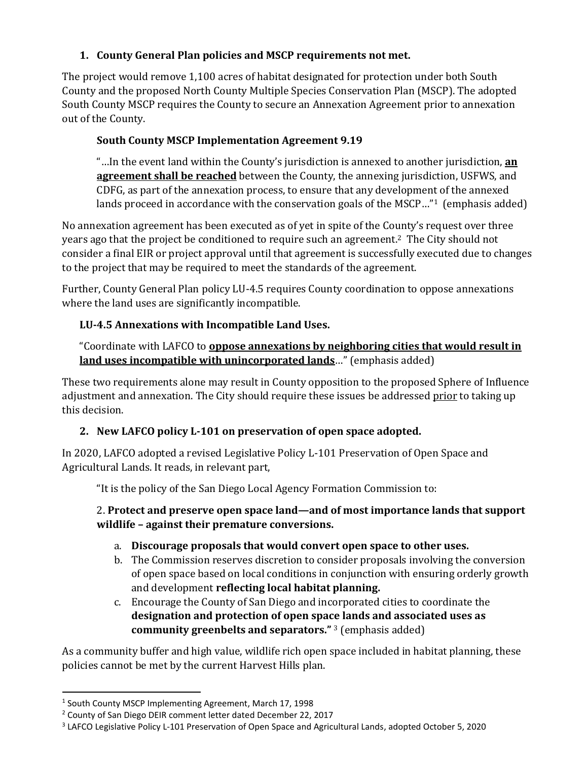### 1. County General Plan policies and MSCP requirements not met.

The project would remove 1,100 acres of habitat designated for protection under both South County and the proposed North County Multiple Species Conservation Plan (MSCP). The adopted South County MSCP requires the County to secure an Annexation Agreement prior to annexation out of the County.

**South County MSCP Implementation Agreement 9.19**

> "…In the event land within the County's jurisdiction is annexed to another jurisdiction, **an agreement shall be reached** between the County, the annexing jurisdiction, USFWS, and CDFG, as part of the annexation process, to ensure that any development of the annexed lands proceed in accordance with the conservation goals of the MSCP…"[1] (emphasis added)

No annexation agreement has been executed as of yet in spite of the County's request over three years ago that the project be conditioned to require such an agreement.[2] The City should not consider a final EIR or project approval until that agreement is successfully executed due to changes to the project that may be required to meet the standards of the agreement.

Further, County General Plan policy LU-4.5 requires County coordination to oppose annexations where the land uses are significantly incompatible.

**LU-4.5 Annexations with Incompatible Land Uses.**

> "Coordinate with LAFCO to **oppose annexations by neighboring cities that would result in land uses incompatible with unincorporated lands**…" (emphasis added)

These two requirements alone may result in County opposition to the proposed Sphere of Influence adjustment and annexation. The City should require these issues be addressed prior to taking up this decision.

### 2. New LAFCO policy L-101 on preservation of open space adopted.

In 2020, LAFCO adopted a revised Legislative Policy L-101 Preservation of Open Space and Agricultural Lands. It reads, in relevant part,

> "It is the policy of the San Diego Local Agency Formation Commission to:
>
> 2. **Protect and preserve open space land—and of most importance lands that support wildlife – against their premature conversions.**
>
>    a. **Discourage proposals that would convert open space to other uses.**
>    b. The Commission reserves discretion to consider proposals involving the conversion of open space based on local conditions in conjunction with ensuring orderly growth and development **reflecting local habitat planning.**
>    c. Encourage the County of San Diego and incorporated cities to coordinate the **designation and protection of open space lands and associated uses as community greenbelts and separators."** [3] (emphasis added)

As a community buffer and high value, wildlife rich open space included in habitat planning, these policies cannot be met by the current Harvest Hills plan.

---

[1] South County MSCP Implementing Agreement, March 17, 1998

[2] County of San Diego DEIR comment letter dated December 22, 2017

[3] LAFCO Legislative Policy L-101 Preservation of Open Space and Agricultural Lands, adopted October 5, 2020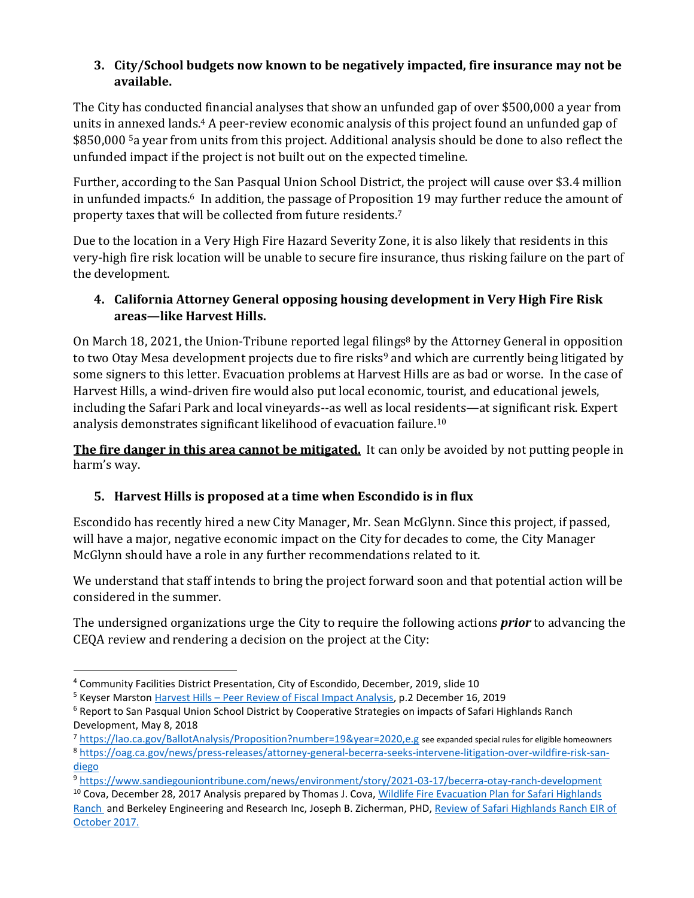3. **City/School budgets now known to be negatively impacted, fire insurance may not be available.**

The City has conducted financial analyses that show an unfunded gap of over $500,000 a year from units in annexed lands.[4] A peer-review economic analysis of this project found an unfunded gap of $850,000 [5]a year from units from this project. Additional analysis should be done to also reflect the unfunded impact if the project is not built out on the expected timeline.

Further, according to the San Pasqual Union School District, the project will cause over $3.4 million in unfunded impacts.[6] In addition, the passage of Proposition 19 may further reduce the amount of property taxes that will be collected from future residents.[7]

Due to the location in a Very High Fire Hazard Severity Zone, it is also likely that residents in this very-high fire risk location will be unable to secure fire insurance, thus risking failure on the part of the development.

4. **California Attorney General opposing housing development in Very High Fire Risk areas—like Harvest Hills.**

On March 18, 2021, the Union-Tribune reported legal filings[8] by the Attorney General in opposition to two Otay Mesa development projects due to fire risks[9] and which are currently being litigated by some signers to this letter. Evacuation problems at Harvest Hills are as bad or worse. In the case of Harvest Hills, a wind-driven fire would also put local economic, tourist, and educational jewels, including the Safari Park and local vineyards--as well as local residents—at significant risk. Expert analysis demonstrates significant likelihood of evacuation failure.[10]

***The fire danger in this area cannot be mitigated.*** It can only be avoided by not putting people in harm's way.

5. **Harvest Hills is proposed at a time when Escondido is in flux**

Escondido has recently hired a new City Manager, Mr. Sean McGlynn. Since this project, if passed, will have a major, negative economic impact on the City for decades to come, the City Manager McGlynn should have a role in any further recommendations related to it.

We understand that staff intends to bring the project forward soon and that potential action will be considered in the summer.

The undersigned organizations urge the City to require the following actions ***prior*** to advancing the CEQA review and rendering a decision on the project at the City:

---

[4] Community Facilities District Presentation, City of Escondido, December, 2019, slide 10

[5] Keyser Marston [Harvest Hills – Peer Review of Fiscal Impact Analysis](), p.2 December 16, 2019

[6] Report to San Pasqual Union School District by Cooperative Strategies on impacts of Safari Highlands Ranch Development, May 8, 2018

[7] https://lao.ca.gov/BallotAnalysis/Proposition?number=19&year=2020,e.g see expanded special rules for eligible homeowners

[8] https://oag.ca.gov/news/press-releases/attorney-general-becerra-seeks-intervene-litigation-over-wildfire-risk-san-diego

[9] https://www.sandiegouniontribune.com/news/environment/story/2021-03-17/becerra-otay-ranch-development

[10] Cova, December 28, 2017 Analysis prepared by Thomas J. Cova, [Wildlife Fire Evacuation Plan for Safari Highlands Ranch]() and Berkeley Engineering and Research Inc, Joseph B. Zicherman, PHD, [Review of Safari Highlands Ranch EIR of October 2017.]()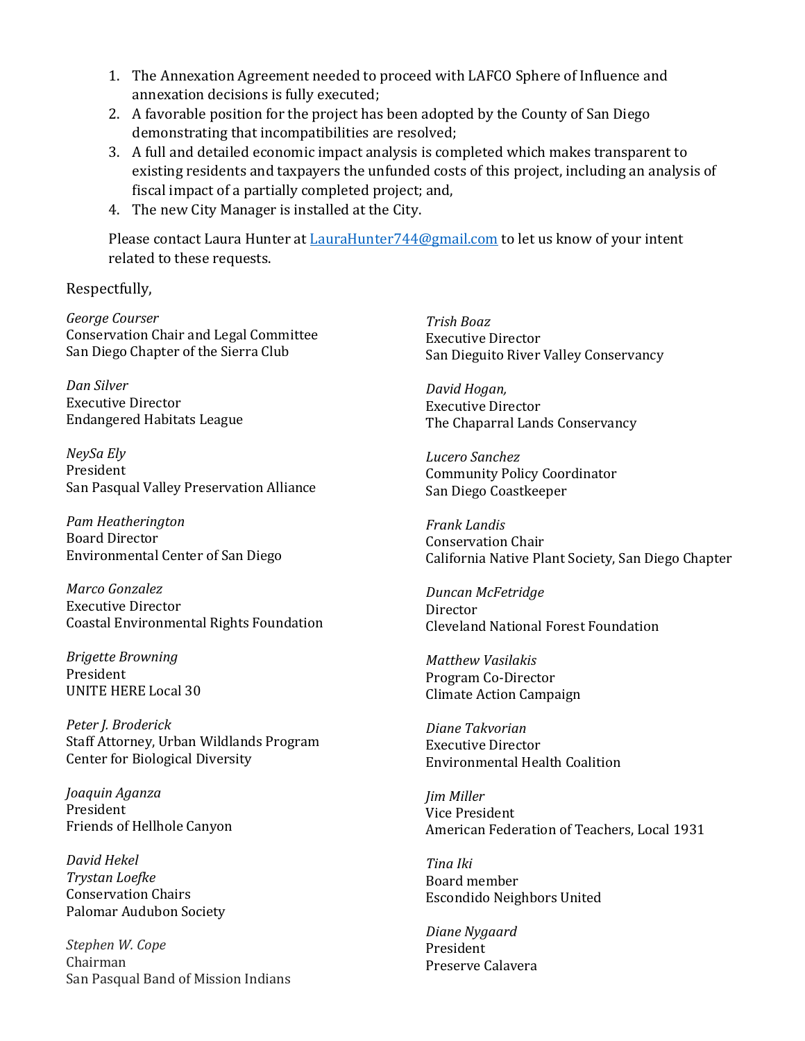1. The Annexation Agreement needed to proceed with LAFCO Sphere of Influence and annexation decisions is fully executed;
2. A favorable position for the project has been adopted by the County of San Diego demonstrating that incompatibilities are resolved;
3. A full and detailed economic impact analysis is completed which makes transparent to existing residents and taxpayers the unfunded costs of this project, including an analysis of fiscal impact of a partially completed project; and,
4. The new City Manager is installed at the City.

Please contact Laura Hunter at [LauraHunter744@gmail.com](mailto:LauraHunter744@gmail.com) to let us know of your intent related to these requests.

Respectfully,

*George Courser*
Conservation Chair and Legal Committee
San Diego Chapter of the Sierra Club

*Dan Silver*
Executive Director
Endangered Habitats League

*NeySa Ely*
President
San Pasqual Valley Preservation Alliance

*Pam Heatherington*
Board Director
Environmental Center of San Diego

*Marco Gonzalez*
Executive Director
Coastal Environmental Rights Foundation

*Brigette Browning*
President
UNITE HERE Local 30

*Peter J. Broderick*
Staff Attorney, Urban Wildlands Program
Center for Biological Diversity

*Joaquin Aganza*
President
Friends of Hellhole Canyon

*David Hekel*
*Trystan Loefke*
Conservation Chairs
Palomar Audubon Society

*Stephen W. Cope*
Chairman
San Pasqual Band of Mission Indians

*Trish Boaz*
Executive Director
San Dieguito River Valley Conservancy

*David Hogan,*
Executive Director
The Chaparral Lands Conservancy

*Lucero Sanchez*
Community Policy Coordinator
San Diego Coastkeeper

*Frank Landis*
Conservation Chair
California Native Plant Society, San Diego Chapter

*Duncan McFetridge*
Director
Cleveland National Forest Foundation

*Matthew Vasilakis*
Program Co-Director
Climate Action Campaign

*Diane Takvorian*
Executive Director
Environmental Health Coalition

*Jim Miller*
Vice President
American Federation of Teachers, Local 1931

*Tina Iki*
Board member
Escondido Neighbors United

*Diane Nygaard*
President
Preserve Calavera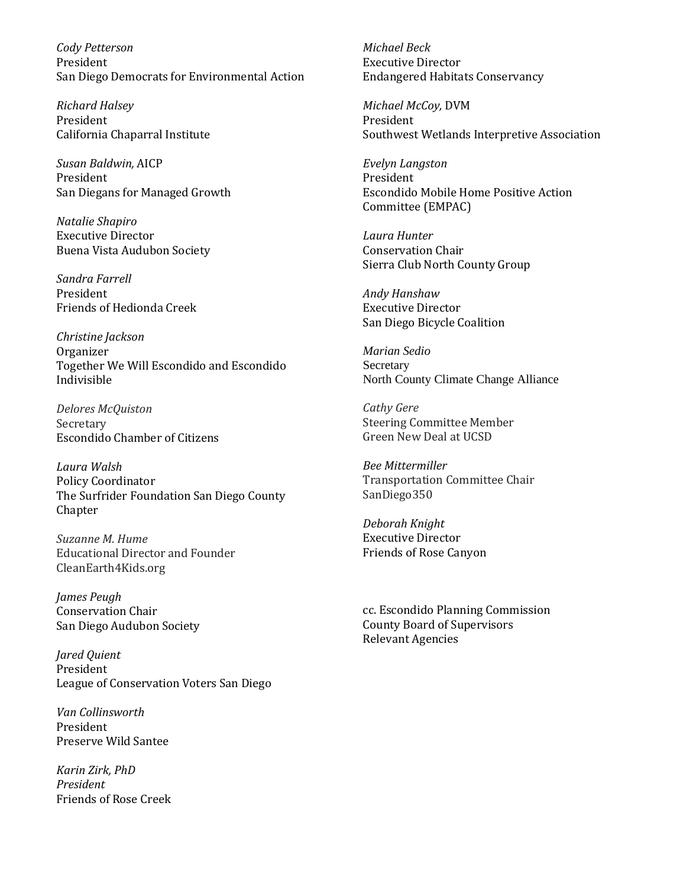*Cody Petterson*
President
San Diego Democrats for Environmental Action

*Richard Halsey*
President
California Chaparral Institute

*Susan Baldwin,* AICP
President
San Diegans for Managed Growth

*Natalie Shapiro*
Executive Director
Buena Vista Audubon Society

*Sandra Farrell*
President
Friends of Hedionda Creek

*Christine Jackson*
Organizer
Together We Will Escondido and Escondido Indivisible

*Delores McQuiston*
Secretary
Escondido Chamber of Citizens

*Laura Walsh*
Policy Coordinator
The Surfrider Foundation San Diego County Chapter

*Suzanne M. Hume*
Educational Director and Founder
CleanEarth4Kids.org

*James Peugh*
Conservation Chair
San Diego Audubon Society

*Jared Quient*
President
League of Conservation Voters San Diego

*Van Collinsworth*
President
Preserve Wild Santee

*Karin Zirk, PhD*
*President*
Friends of Rose Creek

*Michael Beck*
Executive Director
Endangered Habitats Conservancy

*Michael McCoy,* DVM
President
Southwest Wetlands Interpretive Association

*Evelyn Langston*
President
Escondido Mobile Home Positive Action Committee (EMPAC)

*Laura Hunter*
Conservation Chair
Sierra Club North County Group

*Andy Hanshaw*
Executive Director
San Diego Bicycle Coalition

*Marian Sedio*
Secretary
North County Climate Change Alliance

*Cathy Gere*
Steering Committee Member
Green New Deal at UCSD

*Bee Mittermiller*
Transportation Committee Chair
SanDiego350

*Deborah Knight*
Executive Director
Friends of Rose Canyon

cc. Escondido Planning Commission
County Board of Supervisors
Relevant Agencies